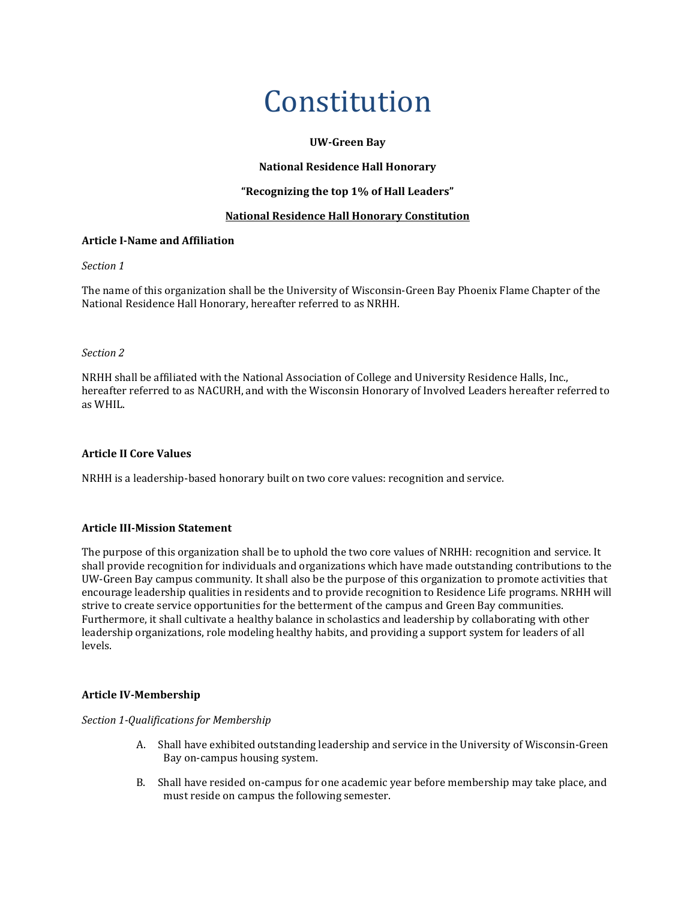# Constitution

**UW-Green Bay**

**National Residence Hall Honorary**

**"Recognizing the top 1% of Hall Leaders"**

**<u>National Residence Hall Honorary Constitution</u>**

### Article I-Name and Affiliation

*Section 1*

The name of this organization shall be the University of Wisconsin-Green Bay Phoenix Flame Chapter of the National Residence Hall Honorary, hereafter referred to as NRHH.

*Section 2*

NRHH shall be affiliated with the National Association of College and University Residence Halls, Inc., hereafter referred to as NACURH, and with the Wisconsin Honorary of Involved Leaders hereafter referred to as WHIL.

### Article II Core Values

NRHH is a leadership-based honorary built on two core values: recognition and service.

### Article III-Mission Statement

The purpose of this organization shall be to uphold the two core values of NRHH: recognition and service. It shall provide recognition for individuals and organizations which have made outstanding contributions to the UW-Green Bay campus community. It shall also be the purpose of this organization to promote activities that encourage leadership qualities in residents and to provide recognition to Residence Life programs. NRHH will strive to create service opportunities for the betterment of the campus and Green Bay communities. Furthermore, it shall cultivate a healthy balance in scholastics and leadership by collaborating with other leadership organizations, role modeling healthy habits, and providing a support system for leaders of all levels.

### Article IV-Membership

*Section 1-Qualifications for Membership*

A. Shall have exhibited outstanding leadership and service in the University of Wisconsin-Green Bay on-campus housing system.

B. Shall have resided on-campus for one academic year before membership may take place, and must reside on campus the following semester.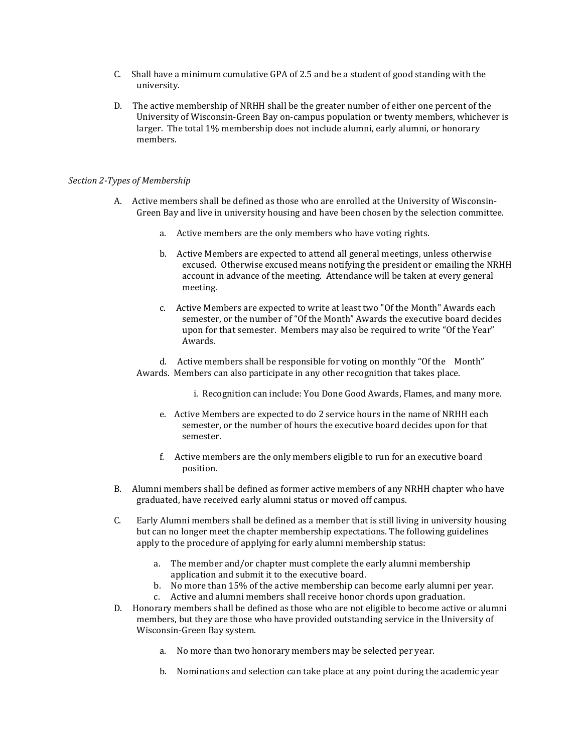C. Shall have a minimum cumulative GPA of 2.5 and be a student of good standing with the university.

D. The active membership of NRHH shall be the greater number of either one percent of the University of Wisconsin-Green Bay on-campus population or twenty members, whichever is larger. The total 1% membership does not include alumni, early alumni, or honorary members.

*Section 2-Types of Membership*

A. Active members shall be defined as those who are enrolled at the University of Wisconsin-Green Bay and live in university housing and have been chosen by the selection committee.

   a. Active members are the only members who have voting rights.

   b. Active Members are expected to attend all general meetings, unless otherwise excused. Otherwise excused means notifying the president or emailing the NRHH account in advance of the meeting. Attendance will be taken at every general meeting.

   c. Active Members are expected to write at least two "Of the Month" Awards each semester, or the number of "Of the Month" Awards the executive board decides upon for that semester. Members may also be required to write "Of the Year" Awards.

   d. Active members shall be responsible for voting on monthly "Of the Month" Awards. Members can also participate in any other recognition that takes place.

      i. Recognition can include: You Done Good Awards, Flames, and many more.

   e. Active Members are expected to do 2 service hours in the name of NRHH each semester, or the number of hours the executive board decides upon for that semester.

   f. Active members are the only members eligible to run for an executive board position.

B. Alumni members shall be defined as former active members of any NRHH chapter who have graduated, have received early alumni status or moved off campus.

C. Early Alumni members shall be defined as a member that is still living in university housing but can no longer meet the chapter membership expectations. The following guidelines apply to the procedure of applying for early alumni membership status:

   a. The member and/or chapter must complete the early alumni membership application and submit it to the executive board.
   b. No more than 15% of the active membership can become early alumni per year.
   c. Active and alumni members shall receive honor chords upon graduation.

D. Honorary members shall be defined as those who are not eligible to become active or alumni members, but they are those who have provided outstanding service in the University of Wisconsin-Green Bay system.

   a. No more than two honorary members may be selected per year.

   b. Nominations and selection can take place at any point during the academic year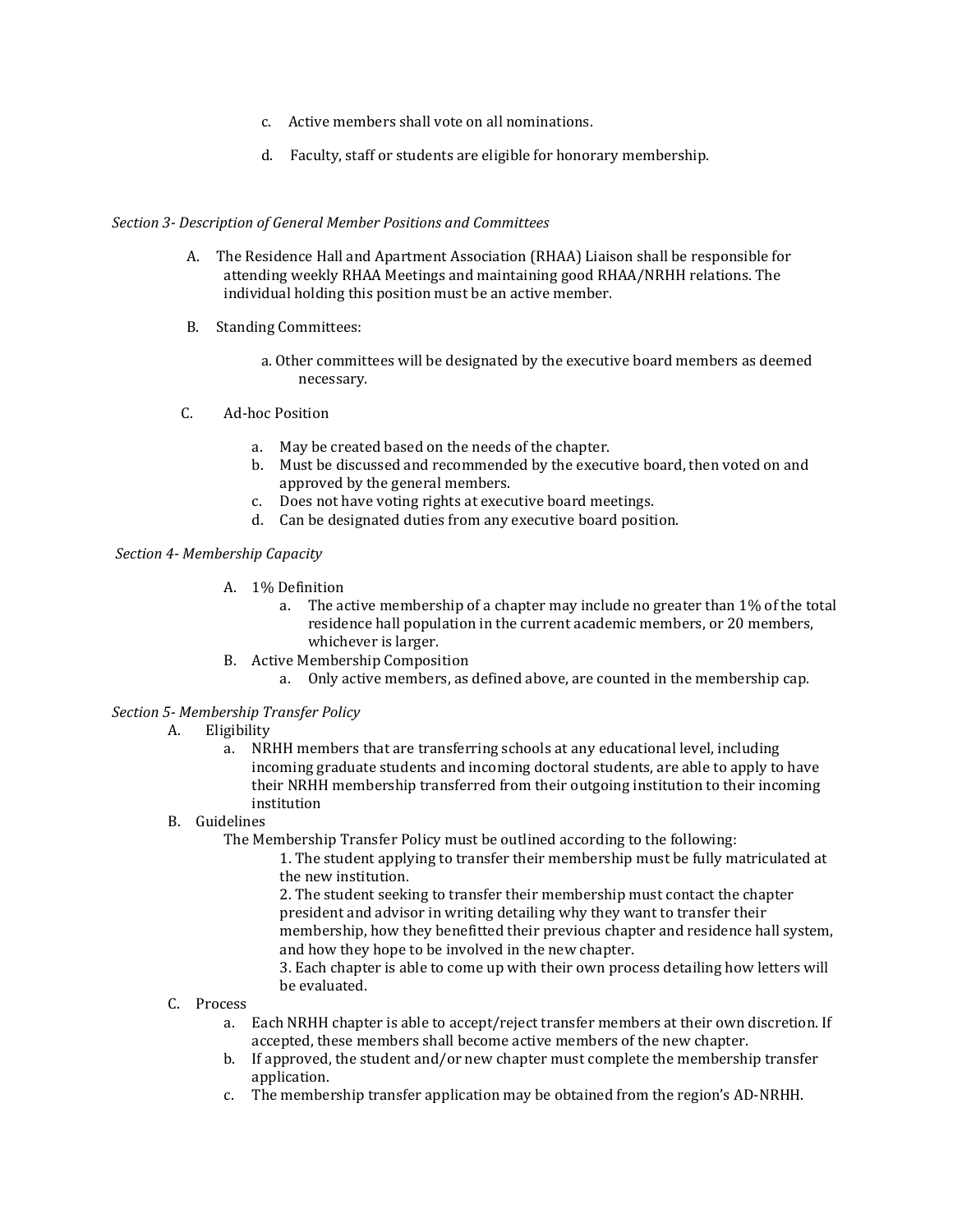c. Active members shall vote on all nominations.

d. Faculty, staff or students are eligible for honorary membership.

*Section 3- Description of General Member Positions and Committees*

A. The Residence Hall and Apartment Association (RHAA) Liaison shall be responsible for attending weekly RHAA Meetings and maintaining good RHAA/NRHH relations. The individual holding this position must be an active member.

B. Standing Committees:

   a. Other committees will be designated by the executive board members as deemed necessary.

C. Ad-hoc Position

   a. May be created based on the needs of the chapter.
   b. Must be discussed and recommended by the executive board, then voted on and approved by the general members.
   c. Does not have voting rights at executive board meetings.
   d. Can be designated duties from any executive board position.

*Section 4- Membership Capacity*

A. 1% Definition
   a. The active membership of a chapter may include no greater than 1% of the total residence hall population in the current academic members, or 20 members, whichever is larger.

B. Active Membership Composition
   a. Only active members, as defined above, are counted in the membership cap.

*Section 5- Membership Transfer Policy*

A. Eligibility
   a. NRHH members that are transferring schools at any educational level, including incoming graduate students and incoming doctoral students, are able to apply to have their NRHH membership transferred from their outgoing institution to their incoming institution

B. Guidelines

   The Membership Transfer Policy must be outlined according to the following:

   1. The student applying to transfer their membership must be fully matriculated at the new institution.
   2. The student seeking to transfer their membership must contact the chapter president and advisor in writing detailing why they want to transfer their membership, how they benefitted their previous chapter and residence hall system, and how they hope to be involved in the new chapter.
   3. Each chapter is able to come up with their own process detailing how letters will be evaluated.

C. Process
   a. Each NRHH chapter is able to accept/reject transfer members at their own discretion. If accepted, these members shall become active members of the new chapter.
   b. If approved, the student and/or new chapter must complete the membership transfer application.
   c. The membership transfer application may be obtained from the region's AD-NRHH.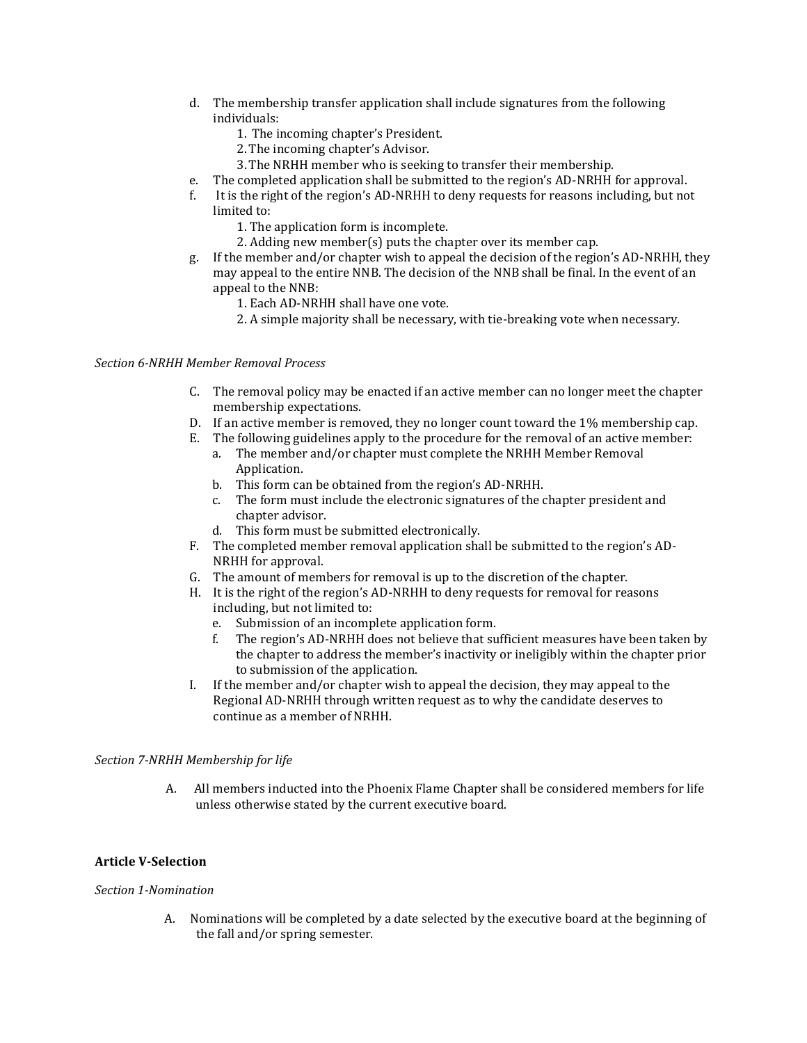d. The membership transfer application shall include signatures from the following individuals:
    1. The incoming chapter's President.
    2. The incoming chapter's Advisor.
    3. The NRHH member who is seeking to transfer their membership.
e. The completed application shall be submitted to the region's AD-NRHH for approval.
f. It is the right of the region's AD-NRHH to deny requests for reasons including, but not limited to:
    1. The application form is incomplete.
    2. Adding new member(s) puts the chapter over its member cap.
g. If the member and/or chapter wish to appeal the decision of the region's AD-NRHH, they may appeal to the entire NNB. The decision of the NNB shall be final. In the event of an appeal to the NNB:
    1. Each AD-NRHH shall have one vote.
    2. A simple majority shall be necessary, with tie-breaking vote when necessary.

*Section 6-NRHH Member Removal Process*

C. The removal policy may be enacted if an active member can no longer meet the chapter membership expectations.
D. If an active member is removed, they no longer count toward the 1% membership cap.
E. The following guidelines apply to the procedure for the removal of an active member:
    a. The member and/or chapter must complete the NRHH Member Removal Application.
    b. This form can be obtained from the region's AD-NRHH.
    c. The form must include the electronic signatures of the chapter president and chapter advisor.
    d. This form must be submitted electronically.
F. The completed member removal application shall be submitted to the region's AD-NRHH for approval.
G. The amount of members for removal is up to the discretion of the chapter.
H. It is the right of the region's AD-NRHH to deny requests for removal for reasons including, but not limited to:
    e. Submission of an incomplete application form.
    f. The region's AD-NRHH does not believe that sufficient measures have been taken by the chapter to address the member's inactivity or ineligibly within the chapter prior to submission of the application.
I. If the member and/or chapter wish to appeal the decision, they may appeal to the Regional AD-NRHH through written request as to why the candidate deserves to continue as a member of NRHH.

*Section 7-NRHH Membership for life*

A. All members inducted into the Phoenix Flame Chapter shall be considered members for life unless otherwise stated by the current executive board.

**Article V-Selection**

*Section 1-Nomination*

A. Nominations will be completed by a date selected by the executive board at the beginning of the fall and/or spring semester.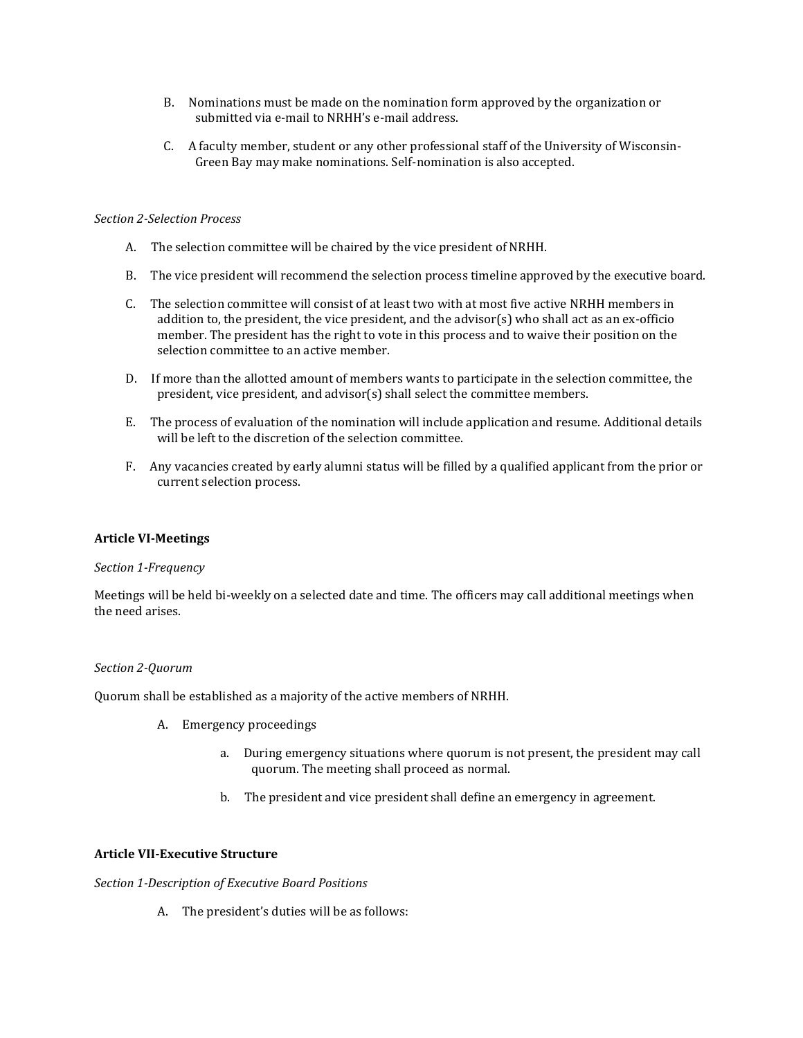B. Nominations must be made on the nomination form approved by the organization or submitted via e-mail to NRHH's e-mail address.

C. A faculty member, student or any other professional staff of the University of Wisconsin-Green Bay may make nominations. Self-nomination is also accepted.

*Section 2-Selection Process*

A. The selection committee will be chaired by the vice president of NRHH.

B. The vice president will recommend the selection process timeline approved by the executive board.

C. The selection committee will consist of at least two with at most five active NRHH members in addition to, the president, the vice president, and the advisor(s) who shall act as an ex-officio member. The president has the right to vote in this process and to waive their position on the selection committee to an active member.

D. If more than the allotted amount of members wants to participate in the selection committee, the president, vice president, and advisor(s) shall select the committee members.

E. The process of evaluation of the nomination will include application and resume. Additional details will be left to the discretion of the selection committee.

F. Any vacancies created by early alumni status will be filled by a qualified applicant from the prior or current selection process.

**Article VI-Meetings**

*Section 1-Frequency*

Meetings will be held bi-weekly on a selected date and time. The officers may call additional meetings when the need arises.

*Section 2-Quorum*

Quorum shall be established as a majority of the active members of NRHH.

A. Emergency proceedings

   a. During emergency situations where quorum is not present, the president may call quorum. The meeting shall proceed as normal.

   b. The president and vice president shall define an emergency in agreement.

**Article VII-Executive Structure**

*Section 1-Description of Executive Board Positions*

A. The president's duties will be as follows: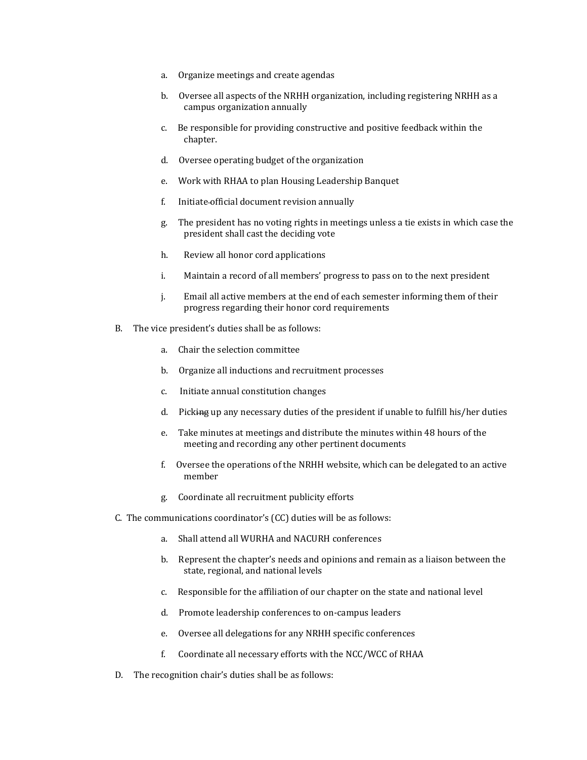a. Organize meetings and create agendas

b. Oversee all aspects of the NRHH organization, including registering NRHH as a campus organization annually

c. Be responsible for providing constructive and positive feedback within the chapter.

d. Oversee operating budget of the organization

e. Work with RHAA to plan Housing Leadership Banquet

f. Initiate official document revision annually

g. The president has no voting rights in meetings unless a tie exists in which case the president shall cast the deciding vote

h. Review all honor cord applications

i. Maintain a record of all members' progress to pass on to the next president

j. Email all active members at the end of each semester informing them of their progress regarding their honor cord requirements

B. The vice president's duties shall be as follows:

a. Chair the selection committee

b. Organize all inductions and recruitment processes

c. Initiate annual constitution changes

d. Pick~~ing~~ up any necessary duties of the president if unable to fulfill his/her duties

e. Take minutes at meetings and distribute the minutes within 48 hours of the meeting and recording any other pertinent documents

f. Oversee the operations of the NRHH website, which can be delegated to an active member

g. Coordinate all recruitment publicity efforts

C. The communications coordinator's (CC) duties will be as follows:

a. Shall attend all WURHA and NACURH conferences

b. Represent the chapter's needs and opinions and remain as a liaison between the state, regional, and national levels

c. Responsible for the affiliation of our chapter on the state and national level

d. Promote leadership conferences to on-campus leaders

e. Oversee all delegations for any NRHH specific conferences

f. Coordinate all necessary efforts with the NCC/WCC of RHAA

D. The recognition chair's duties shall be as follows: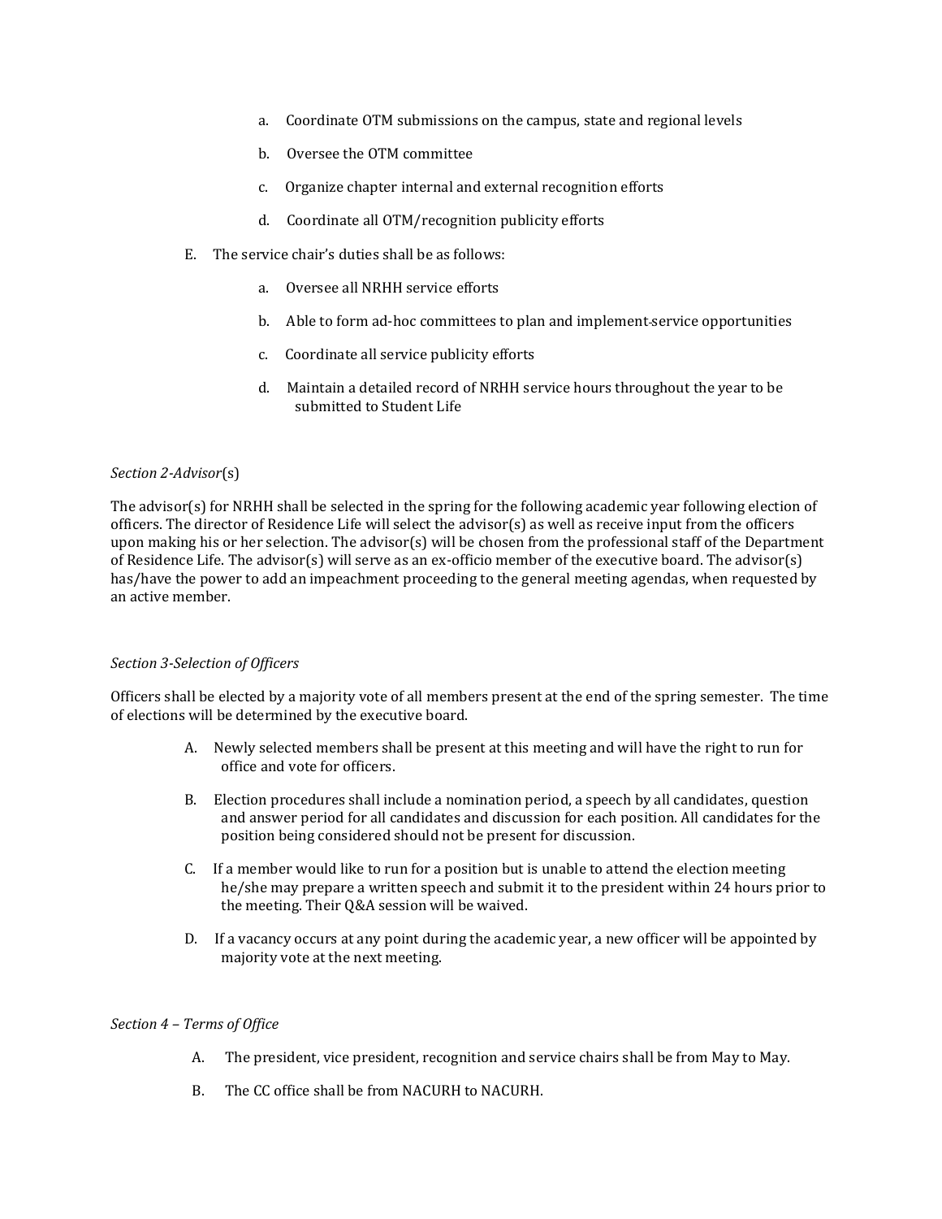a. Coordinate OTM submissions on the campus, state and regional levels

b. Oversee the OTM committee

c. Organize chapter internal and external recognition efforts

d. Coordinate all OTM/recognition publicity efforts

E. The service chair's duties shall be as follows:

a. Oversee all NRHH service efforts

b. Able to form ad-hoc committees to plan and implement service opportunities

c. Coordinate all service publicity efforts

d. Maintain a detailed record of NRHH service hours throughout the year to be submitted to Student Life

*Section 2-Advisor*(s)

The advisor(s) for NRHH shall be selected in the spring for the following academic year following election of officers. The director of Residence Life will select the advisor(s) as well as receive input from the officers upon making his or her selection. The advisor(s) will be chosen from the professional staff of the Department of Residence Life. The advisor(s) will serve as an ex-officio member of the executive board. The advisor(s) has/have the power to add an impeachment proceeding to the general meeting agendas, when requested by an active member.

*Section 3-Selection of Officers*

Officers shall be elected by a majority vote of all members present at the end of the spring semester. The time of elections will be determined by the executive board.

A. Newly selected members shall be present at this meeting and will have the right to run for office and vote for officers.

B. Election procedures shall include a nomination period, a speech by all candidates, question and answer period for all candidates and discussion for each position. All candidates for the position being considered should not be present for discussion.

C. If a member would like to run for a position but is unable to attend the election meeting he/she may prepare a written speech and submit it to the president within 24 hours prior to the meeting. Their Q&A session will be waived.

D. If a vacancy occurs at any point during the academic year, a new officer will be appointed by majority vote at the next meeting.

*Section 4 – Terms of Office*

A. The president, vice president, recognition and service chairs shall be from May to May.

B. The CC office shall be from NACURH to NACURH.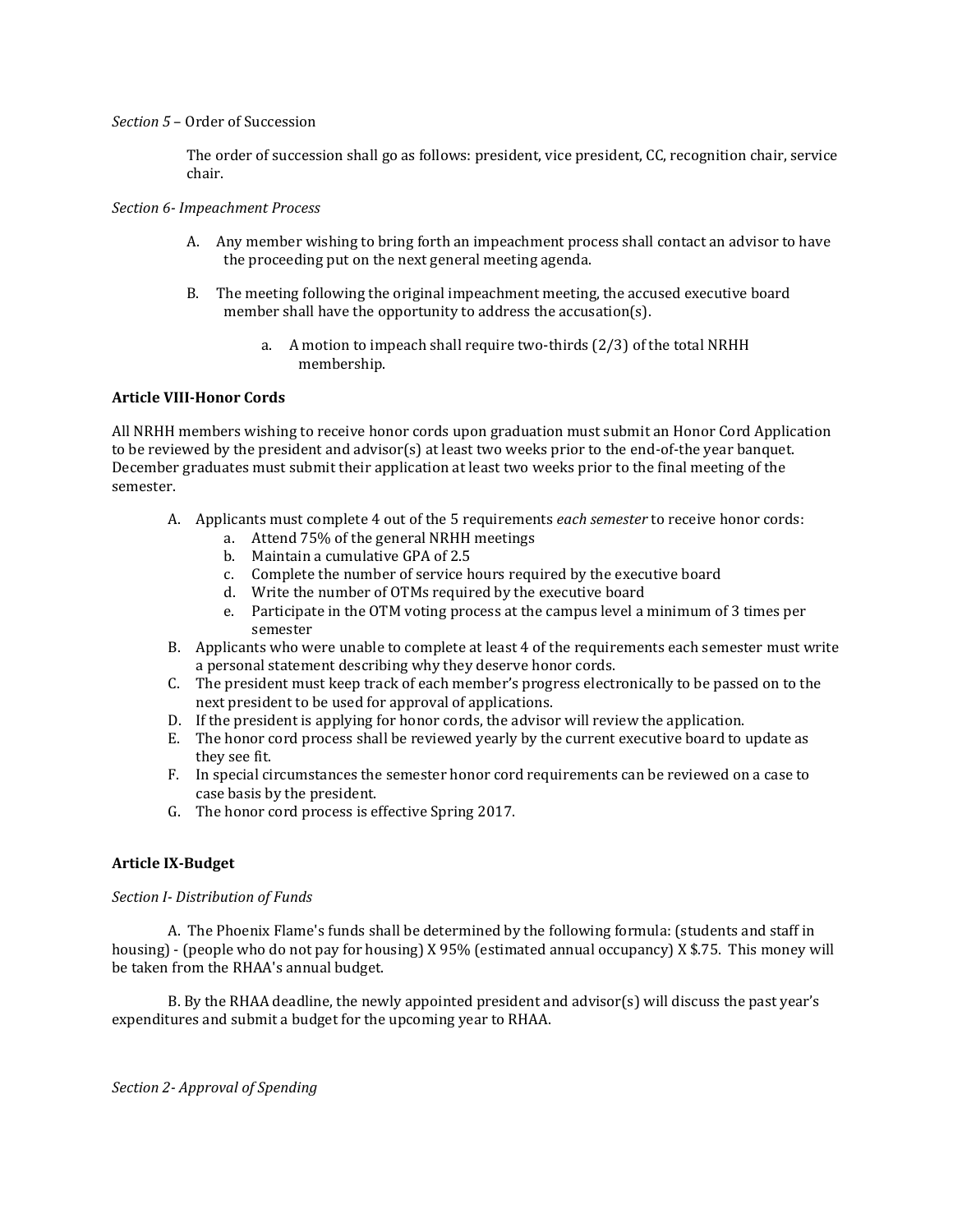*Section 5* – Order of Succession

The order of succession shall go as follows: president, vice president, CC, recognition chair, service chair.

*Section 6- Impeachment Process*

A. Any member wishing to bring forth an impeachment process shall contact an advisor to have the proceeding put on the next general meeting agenda.

B. The meeting following the original impeachment meeting, the accused executive board member shall have the opportunity to address the accusation(s).

   a. A motion to impeach shall require two-thirds (2/3) of the total NRHH membership.

**Article VIII-Honor Cords**

All NRHH members wishing to receive honor cords upon graduation must submit an Honor Cord Application to be reviewed by the president and advisor(s) at least two weeks prior to the end-of-the year banquet. December graduates must submit their application at least two weeks prior to the final meeting of the semester.

A. Applicants must complete 4 out of the 5 requirements *each semester* to receive honor cords:
   a. Attend 75% of the general NRHH meetings
   b. Maintain a cumulative GPA of 2.5
   c. Complete the number of service hours required by the executive board
   d. Write the number of OTMs required by the executive board
   e. Participate in the OTM voting process at the campus level a minimum of 3 times per semester
B. Applicants who were unable to complete at least 4 of the requirements each semester must write a personal statement describing why they deserve honor cords.
C. The president must keep track of each member's progress electronically to be passed on to the next president to be used for approval of applications.
D. If the president is applying for honor cords, the advisor will review the application.
E. The honor cord process shall be reviewed yearly by the current executive board to update as they see fit.
F. In special circumstances the semester honor cord requirements can be reviewed on a case to case basis by the president.
G. The honor cord process is effective Spring 2017.

**Article IX-Budget**

*Section I- Distribution of Funds*

A. The Phoenix Flame's funds shall be determined by the following formula: (students and staff in housing) - (people who do not pay for housing) X 95% (estimated annual occupancy) X $.75. This money will be taken from the RHAA's annual budget.

B. By the RHAA deadline, the newly appointed president and advisor(s) will discuss the past year's expenditures and submit a budget for the upcoming year to RHAA.

*Section 2- Approval of Spending*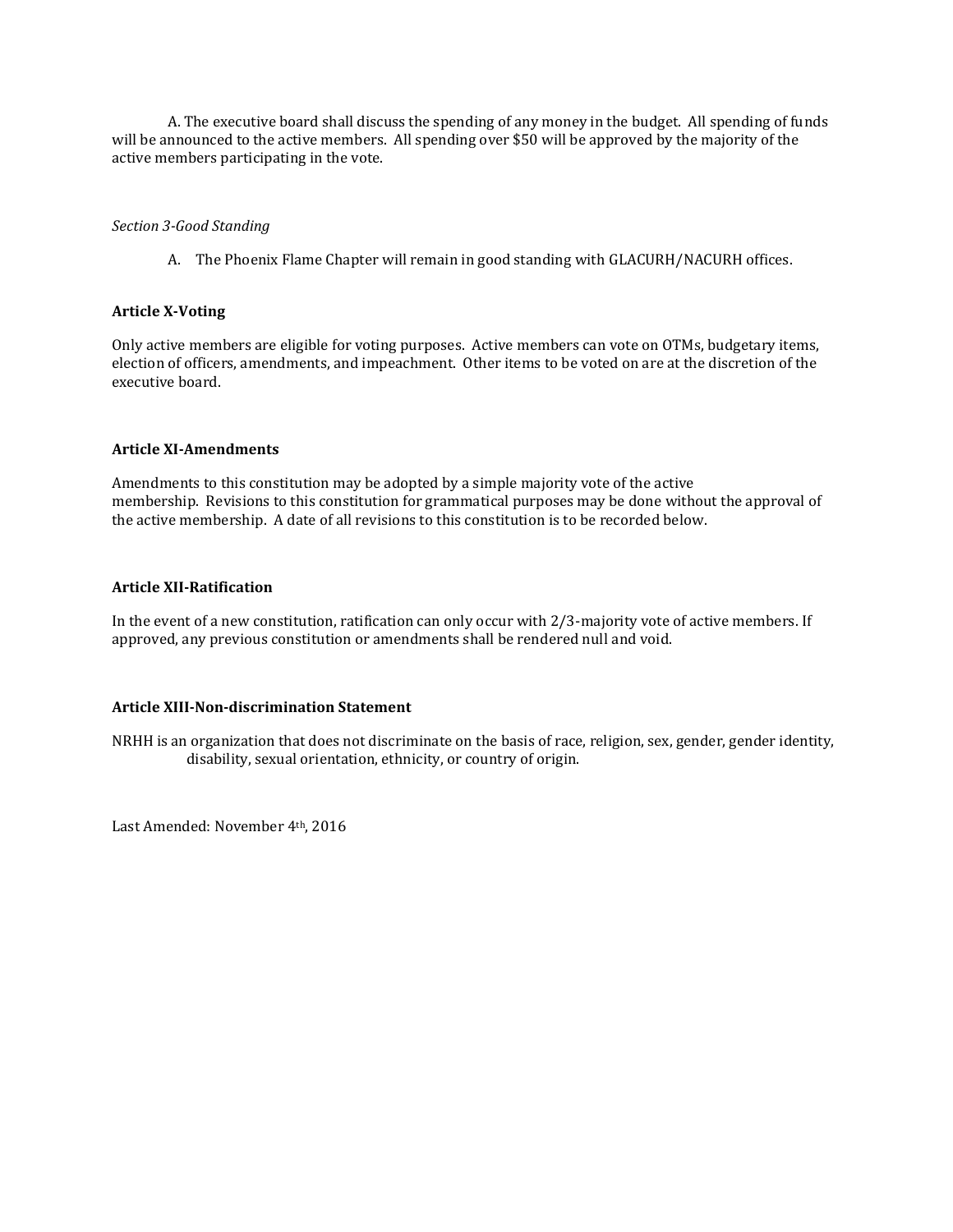A. The executive board shall discuss the spending of any money in the budget. All spending of funds will be announced to the active members. All spending over $50 will be approved by the majority of the active members participating in the vote.

*Section 3-Good Standing*

A. The Phoenix Flame Chapter will remain in good standing with GLACURH/NACURH offices.

**Article X-Voting**

Only active members are eligible for voting purposes. Active members can vote on OTMs, budgetary items, election of officers, amendments, and impeachment. Other items to be voted on are at the discretion of the executive board.

**Article XI-Amendments**

Amendments to this constitution may be adopted by a simple majority vote of the active membership. Revisions to this constitution for grammatical purposes may be done without the approval of the active membership. A date of all revisions to this constitution is to be recorded below.

**Article XII-Ratification**

In the event of a new constitution, ratification can only occur with 2/3-majority vote of active members. If approved, any previous constitution or amendments shall be rendered null and void.

**Article XIII-Non-discrimination Statement**

NRHH is an organization that does not discriminate on the basis of race, religion, sex, gender, gender identity, disability, sexual orientation, ethnicity, or country of origin.

Last Amended: November 4th, 2016